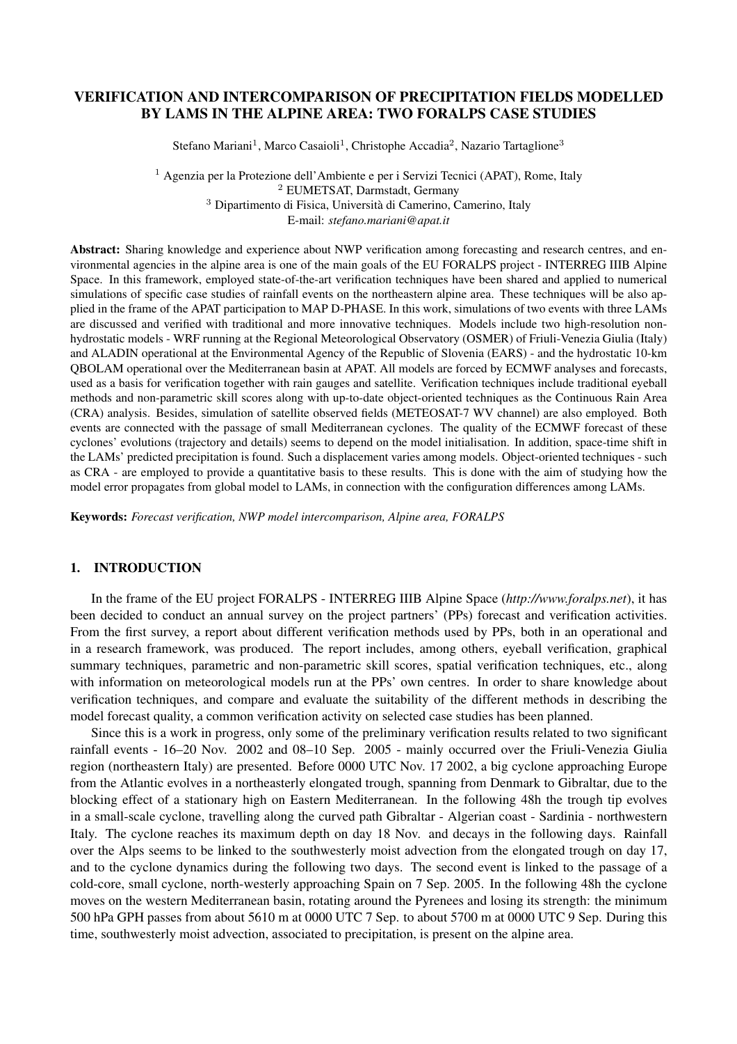# VERIFICATION AND INTERCOMPARISON OF PRECIPITATION FIELDS MODELLED BY LAMS IN THE ALPINE AREA: TWO FORALPS CASE STUDIES

Stefano Mariani[1], Marco Casaioli[1], Christophe Accadia[2], Nazario Tartaglione[3]

[1] Agenzia per la Protezione dell'Ambiente e per i Servizi Tecnici (APAT), Rome, Italy
[2] EUMETSAT, Darmstadt, Germany
[3] Dipartimento di Fisica, Università di Camerino, Camerino, Italy
E-mail: *stefano.mariani@apat.it*

**Abstract:** Sharing knowledge and experience about NWP verification among forecasting and research centres, and environmental agencies in the alpine area is one of the main goals of the EU FORALPS project - INTERREG IIIB Alpine Space. In this framework, employed state-of-the-art verification techniques have been shared and applied to numerical simulations of specific case studies of rainfall events on the northeastern alpine area. These techniques will be also applied in the frame of the APAT participation to MAP D-PHASE. In this work, simulations of two events with three LAMs are discussed and verified with traditional and more innovative techniques. Models include two high-resolution non-hydrostatic models - WRF running at the Regional Meteorological Observatory (OSMER) of Friuli-Venezia Giulia (Italy) and ALADIN operational at the Environmental Agency of the Republic of Slovenia (EARS) - and the hydrostatic 10-km QBOLAM operational over the Mediterranean basin at APAT. All models are forced by ECMWF analyses and forecasts, used as a basis for verification together with rain gauges and satellite. Verification techniques include traditional eyeball methods and non-parametric skill scores along with up-to-date object-oriented techniques as the Continuous Rain Area (CRA) analysis. Besides, simulation of satellite observed fields (METEOSAT-7 WV channel) are also employed. Both events are connected with the passage of small Mediterranean cyclones. The quality of the ECMWF forecast of these cyclones' evolutions (trajectory and details) seems to depend on the model initialisation. In addition, space-time shift in the LAMs' predicted precipitation is found. Such a displacement varies among models. Object-oriented techniques - such as CRA - are employed to provide a quantitative basis to these results. This is done with the aim of studying how the model error propagates from global model to LAMs, in connection with the configuration differences among LAMs.

**Keywords:** *Forecast verification, NWP model intercomparison, Alpine area, FORALPS*

## 1. INTRODUCTION

In the frame of the EU project FORALPS - INTERREG IIIB Alpine Space (*http://www.foralps.net*), it has been decided to conduct an annual survey on the project partners' (PPs) forecast and verification activities. From the first survey, a report about different verification methods used by PPs, both in an operational and in a research framework, was produced. The report includes, among others, eyeball verification, graphical summary techniques, parametric and non-parametric skill scores, spatial verification techniques, etc., along with information on meteorological models run at the PPs' own centres. In order to share knowledge about verification techniques, and compare and evaluate the suitability of the different methods in describing the model forecast quality, a common verification activity on selected case studies has been planned.

Since this is a work in progress, only some of the preliminary verification results related to two significant rainfall events - 16–20 Nov. 2002 and 08–10 Sep. 2005 - mainly occurred over the Friuli-Venezia Giulia region (northeastern Italy) are presented. Before 0000 UTC Nov. 17 2002, a big cyclone approaching Europe from the Atlantic evolves in a northeasterly elongated trough, spanning from Denmark to Gibraltar, due to the blocking effect of a stationary high on Eastern Mediterranean. In the following 48h the trough tip evolves in a small-scale cyclone, travelling along the curved path Gibraltar - Algerian coast - Sardinia - northwestern Italy. The cyclone reaches its maximum depth on day 18 Nov. and decays in the following days. Rainfall over the Alps seems to be linked to the southwesterly moist advection from the elongated trough on day 17, and to the cyclone dynamics during the following two days. The second event is linked to the passage of a cold-core, small cyclone, north-westerly approaching Spain on 7 Sep. 2005. In the following 48h the cyclone moves on the western Mediterranean basin, rotating around the Pyrenees and losing its strength: the minimum 500 hPa GPH passes from about 5610 m at 0000 UTC 7 Sep. to about 5700 m at 0000 UTC 9 Sep. During this time, southwesterly moist advection, associated to precipitation, is present on the alpine area.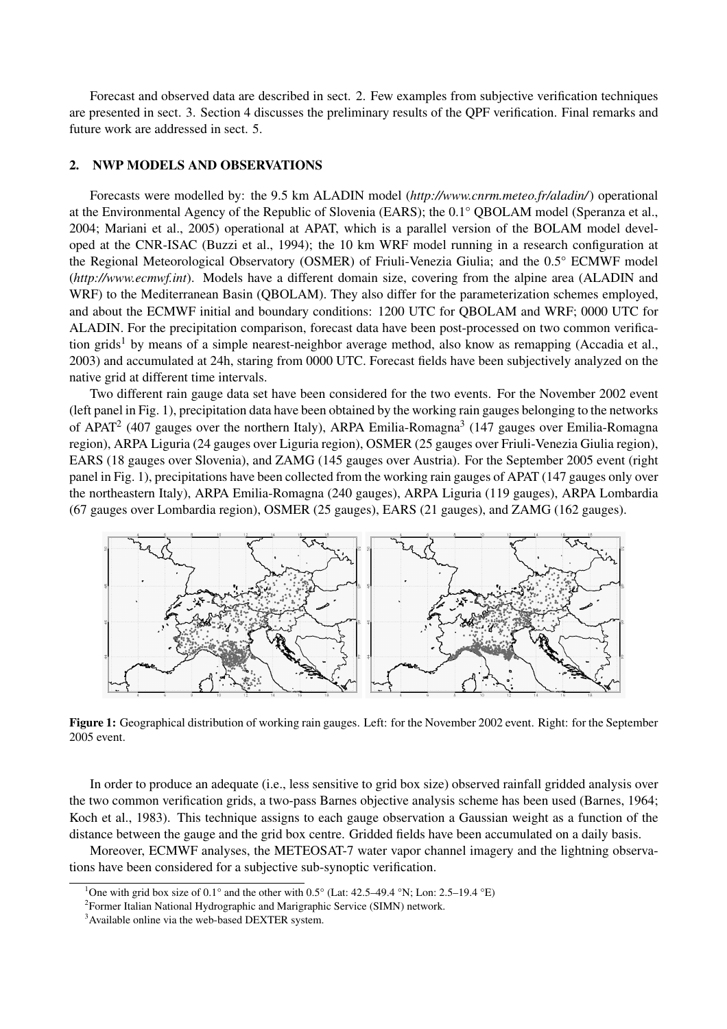Forecast and observed data are described in sect. 2. Few examples from subjective verification techniques are presented in sect. 3. Section 4 discusses the preliminary results of the QPF verification. Final remarks and future work are addressed in sect. 5.

## 2. NWP MODELS AND OBSERVATIONS

Forecasts were modelled by: the 9.5 km ALADIN model (*http://www.cnrm.meteo.fr/aladin/*) operational at the Environmental Agency of the Republic of Slovenia (EARS); the 0.1° QBOLAM model (Speranza et al., 2004; Mariani et al., 2005) operational at APAT, which is a parallel version of the BOLAM model developed at the CNR-ISAC (Buzzi et al., 1994); the 10 km WRF model running in a research configuration at the Regional Meteorological Observatory (OSMER) of Friuli-Venezia Giulia; and the 0.5° ECMWF model (*http://www.ecmwf.int*). Models have a different domain size, covering from the alpine area (ALADIN and WRF) to the Mediterranean Basin (QBOLAM). They also differ for the parameterization schemes employed, and about the ECMWF initial and boundary conditions: 1200 UTC for QBOLAM and WRF; 0000 UTC for ALADIN. For the precipitation comparison, forecast data have been post-processed on two common verification grids[1] by means of a simple nearest-neighbor average method, also know as remapping (Accadia et al., 2003) and accumulated at 24h, staring from 0000 UTC. Forecast fields have been subjectively analyzed on the native grid at different time intervals.

Two different rain gauge data set have been considered for the two events. For the November 2002 event (left panel in Fig. 1), precipitation data have been obtained by the working rain gauges belonging to the networks of APAT[2] (407 gauges over the northern Italy), ARPA Emilia-Romagna[3] (147 gauges over Emilia-Romagna region), ARPA Liguria (24 gauges over Liguria region), OSMER (25 gauges over Friuli-Venezia Giulia region), EARS (18 gauges over Slovenia), and ZAMG (145 gauges over Austria). For the September 2005 event (right panel in Fig. 1), precipitations have been collected from the working rain gauges of APAT (147 gauges only over the northeastern Italy), ARPA Emilia-Romagna (240 gauges), ARPA Liguria (119 gauges), ARPA Lombardia (67 gauges over Lombardia region), OSMER (25 gauges), EARS (21 gauges), and ZAMG (162 gauges).

**Figure 1:** Geographical distribution of working rain gauges. Left: for the November 2002 event. Right: for the September 2005 event.

In order to produce an adequate (i.e., less sensitive to grid box size) observed rainfall gridded analysis over the two common verification grids, a two-pass Barnes objective analysis scheme has been used (Barnes, 1964; Koch et al., 1983). This technique assigns to each gauge observation a Gaussian weight as a function of the distance between the gauge and the grid box centre. Gridded fields have been accumulated on a daily basis.

Moreover, ECMWF analyses, the METEOSAT-7 water vapor channel imagery and the lightning observations have been considered for a subjective sub-synoptic verification.

---

[1] One with grid box size of 0.1° and the other with 0.5° (Lat: 42.5–49.4 °N; Lon: 2.5–19.4 °E)

[2] Former Italian National Hydrographic and Marigraphic Service (SIMN) network.

[3] Available online via the web-based DEXTER system.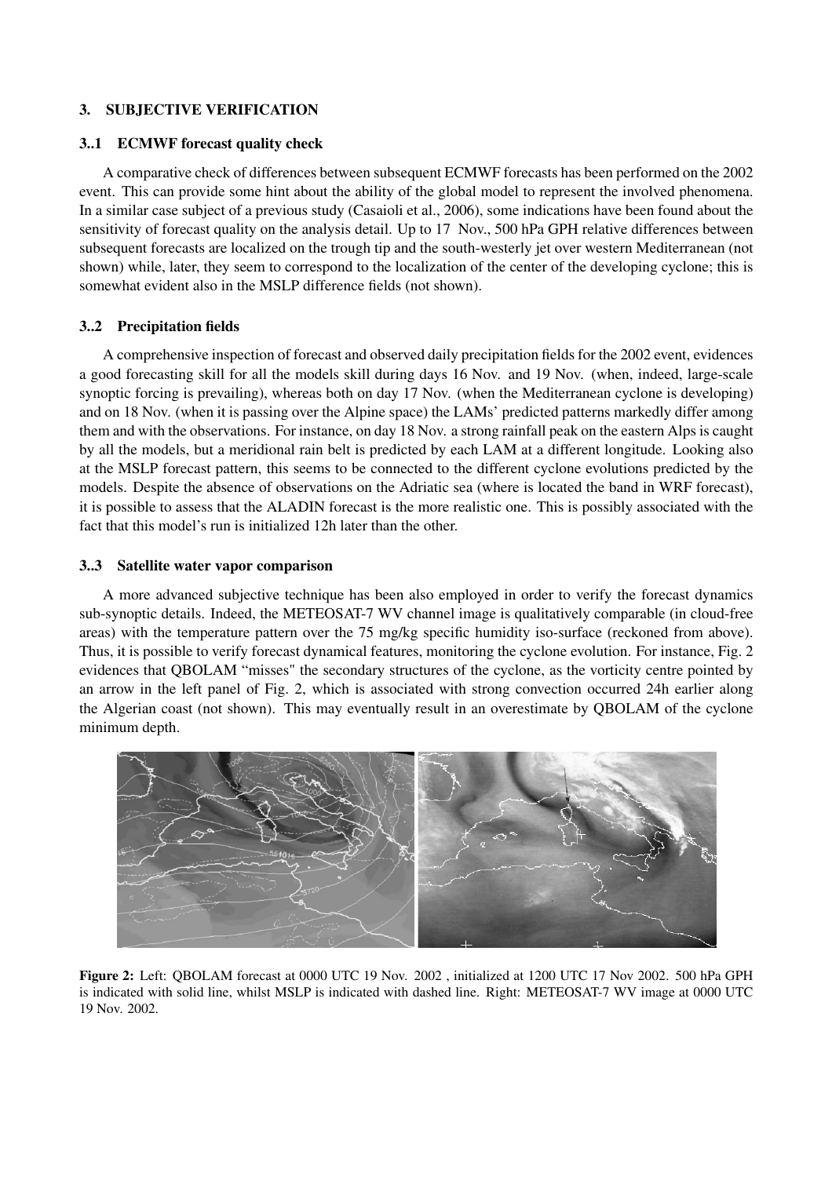## 3. SUBJECTIVE VERIFICATION

### 3..1 ECMWF forecast quality check

A comparative check of differences between subsequent ECMWF forecasts has been performed on the 2002 event. This can provide some hint about the ability of the global model to represent the involved phenomena. In a similar case subject of a previous study (Casaioli et al., 2006), some indications have been found about the sensitivity of forecast quality on the analysis detail. Up to 17 Nov., 500 hPa GPH relative differences between subsequent forecasts are localized on the trough tip and the south-westerly jet over western Mediterranean (not shown) while, later, they seem to correspond to the localization of the center of the developing cyclone; this is somewhat evident also in the MSLP difference fields (not shown).

### 3..2 Precipitation fields

A comprehensive inspection of forecast and observed daily precipitation fields for the 2002 event, evidences a good forecasting skill for all the models skill during days 16 Nov. and 19 Nov. (when, indeed, large-scale synoptic forcing is prevailing), whereas both on day 17 Nov. (when the Mediterranean cyclone is developing) and on 18 Nov. (when it is passing over the Alpine space) the LAMs' predicted patterns markedly differ among them and with the observations. For instance, on day 18 Nov. a strong rainfall peak on the eastern Alps is caught by all the models, but a meridional rain belt is predicted by each LAM at a different longitude. Looking also at the MSLP forecast pattern, this seems to be connected to the different cyclone evolutions predicted by the models. Despite the absence of observations on the Adriatic sea (where is located the band in WRF forecast), it is possible to assess that the ALADIN forecast is the more realistic one. This is possibly associated with the fact that this model's run is initialized 12h later than the other.

### 3..3 Satellite water vapor comparison

A more advanced subjective technique has been also employed in order to verify the forecast dynamics sub-synoptic details. Indeed, the METEOSAT-7 WV channel image is qualitatively comparable (in cloud-free areas) with the temperature pattern over the 75 mg/kg specific humidity iso-surface (reckoned from above). Thus, it is possible to verify forecast dynamical features, monitoring the cyclone evolution. For instance, Fig. 2 evidences that QBOLAM "misses" the secondary structures of the cyclone, as the vorticity centre pointed by an arrow in the left panel of Fig. 2, which is associated with strong convection occurred 24h earlier along the Algerian coast (not shown). This may eventually result in an overestimate by QBOLAM of the cyclone minimum depth.

**Figure 2:** Left: QBOLAM forecast at 0000 UTC 19 Nov. 2002 , initialized at 1200 UTC 17 Nov 2002. 500 hPa GPH is indicated with solid line, whilst MSLP is indicated with dashed line. Right: METEOSAT-7 WV image at 0000 UTC 19 Nov. 2002.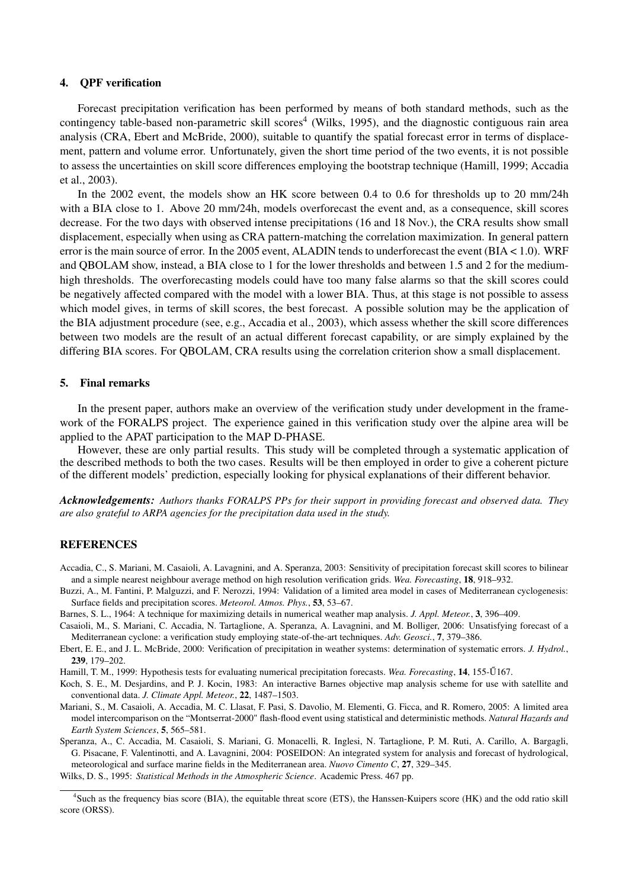## 4. QPF verification

Forecast precipitation verification has been performed by means of both standard methods, such as the contingency table-based non-parametric skill scores[4] (Wilks, 1995), and the diagnostic contiguous rain area analysis (CRA, Ebert and McBride, 2000), suitable to quantify the spatial forecast error in terms of displacement, pattern and volume error. Unfortunately, given the short time period of the two events, it is not possible to assess the uncertainties on skill score differences employing the bootstrap technique (Hamill, 1999; Accadia et al., 2003).

In the 2002 event, the models show an HK score between 0.4 to 0.6 for thresholds up to 20 mm/24h with a BIA close to 1. Above 20 mm/24h, models overforecast the event and, as a consequence, skill scores decrease. For the two days with observed intense precipitations (16 and 18 Nov.), the CRA results show small displacement, especially when using as CRA pattern-matching the correlation maximization. In general pattern error is the main source of error. In the 2005 event, ALADIN tends to underforecast the event (BIA < 1.0). WRF and QBOLAM show, instead, a BIA close to 1 for the lower thresholds and between 1.5 and 2 for the medium-high thresholds. The overforecasting models could have too many false alarms so that the skill scores could be negatively affected compared with the model with a lower BIA. Thus, at this stage is not possible to assess which model gives, in terms of skill scores, the best forecast. A possible solution may be the application of the BIA adjustment procedure (see, e.g., Accadia et al., 2003), which assess whether the skill score differences between two models are the result of an actual different forecast capability, or are simply explained by the differing BIA scores. For QBOLAM, CRA results using the correlation criterion show a small displacement.

## 5. Final remarks

In the present paper, authors make an overview of the verification study under development in the framework of the FORALPS project. The experience gained in this verification study over the alpine area will be applied to the APAT participation to the MAP D-PHASE.

However, these are only partial results. This study will be completed through a systematic application of the described methods to both the two cases. Results will be then employed in order to give a coherent picture of the different models' prediction, especially looking for physical explanations of their different behavior.

***Acknowledgements:*** *Authors thanks FORALPS PPs for their support in providing forecast and observed data. They are also grateful to ARPA agencies for the precipitation data used in the study.*

## REFERENCES

Accadia, C., S. Mariani, M. Casaioli, A. Lavagnini, and A. Speranza, 2003: Sensitivity of precipitation forecast skill scores to bilinear and a simple nearest neighbour average method on high resolution verification grids. *Wea. Forecasting*, **18**, 918–932.

Buzzi, A., M. Fantini, P. Malguzzi, and F. Nerozzi, 1994: Validation of a limited area model in cases of Mediterranean cyclogenesis: Surface fields and precipitation scores. *Meteorol. Atmos. Phys.*, **53**, 53–67.

Barnes, S. L., 1964: A technique for maximizing details in numerical weather map analysis. *J. Appl. Meteor.*, **3**, 396–409.

Casaioli, M., S. Mariani, C. Accadia, N. Tartaglione, A. Speranza, A. Lavagnini, and M. Bolliger, 2006: Unsatisfying forecast of a Mediterranean cyclone: a verification study employing state-of-the-art techniques. *Adv. Geosci.*, **7**, 379–386.

Ebert, E. E., and J. L. McBride, 2000: Verification of precipitation in weather systems: determination of systematic errors. *J. Hydrol.*, **239**, 179–202.

Hamill, T. M., 1999: Hypothesis tests for evaluating numerical precipitation forecasts. *Wea. Forecasting*, **14**, 155-Ű167.

Koch, S. E., M. Desjardins, and P. J. Kocin, 1983: An interactive Barnes objective map analysis scheme for use with satellite and conventional data. *J. Climate Appl. Meteor.*, **22**, 1487–1503.

Mariani, S., M. Casaioli, A. Accadia, M. C. Llasat, F. Pasi, S. Davolio, M. Elementi, G. Ficca, and R. Romero, 2005: A limited area model intercomparison on the "Montserrat-2000" flash-flood event using statistical and deterministic methods. *Natural Hazards and Earth System Sciences*, **5**, 565–581.

Speranza, A., C. Accadia, M. Casaioli, S. Mariani, G. Monacelli, R. Inglesi, N. Tartaglione, P. M. Ruti, A. Carillo, A. Bargagli, G. Pisacane, F. Valentinotti, and A. Lavagnini, 2004: POSEIDON: An integrated system for analysis and forecast of hydrological, meteorological and surface marine fields in the Mediterranean area. *Nuovo Cimento C*, **27**, 329–345.

Wilks, D. S., 1995: *Statistical Methods in the Atmospheric Science*. Academic Press. 467 pp.

---

[4] Such as the frequency bias score (BIA), the equitable threat score (ETS), the Hanssen-Kuipers score (HK) and the odd ratio skill score (ORSS).